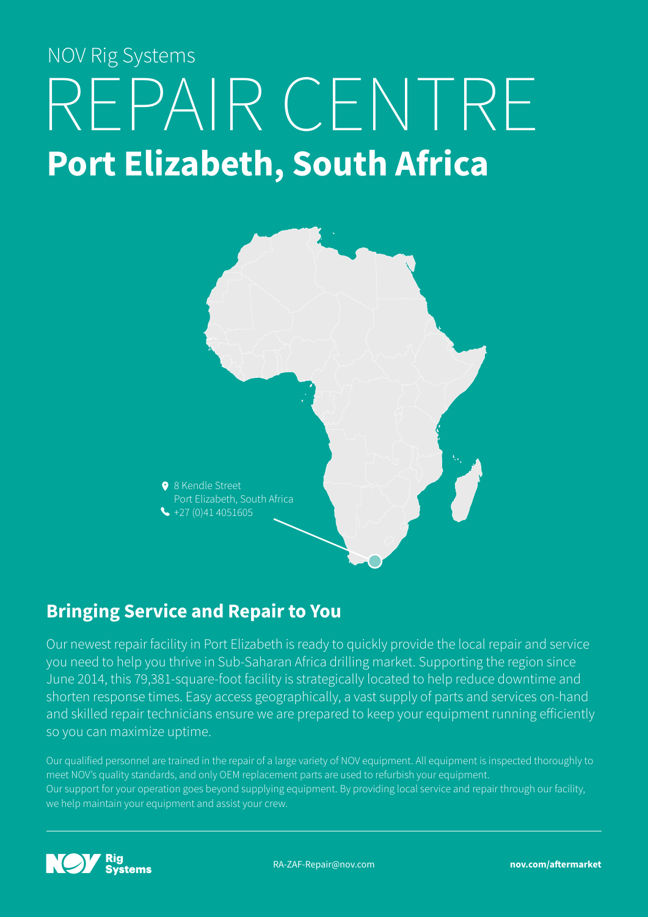NOV Rig Systems

# REPAIR CENTRE

## Port Elizabeth, South Africa

8 Kendle Street
Port Elizabeth, South Africa
+27 (0)41 4051605

## Bringing Service and Repair to You

Our newest repair facility in Port Elizabeth is ready to quickly provide the local repair and service you need to help you thrive in Sub-Saharan Africa drilling market. Supporting the region since June 2014, this 79,381-square-foot facility is strategically located to help reduce downtime and shorten response times. Easy access geographically, a vast supply of parts and services on-hand and skilled repair technicians ensure we are prepared to keep your equipment running efficiently so you can maximize uptime.

Our qualified personnel are trained in the repair of a large variety of NOV equipment. All equipment is inspected thoroughly to meet NOV's quality standards, and only OEM replacement parts are used to refurbish your equipment.
Our support for your operation goes beyond supplying equipment. By providing local service and repair through our facility, we help maintain your equipment and assist your crew.

NOV Rig Systems

RA-ZAF-Repair@nov.com

**nov.com/aftermarket**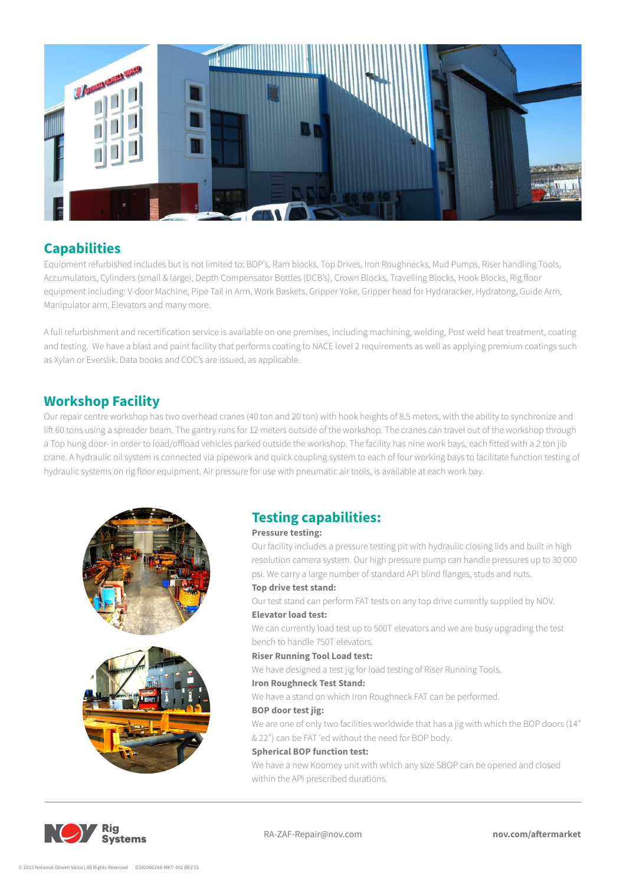## Capabilities

Equipment refurbished includes but is not limited to: BOP's, Ram blocks, Top Drives, Iron Roughnecks, Mud Pumps, Riser handling Tools, Accumulators, Cylinders (small & large), Depth Compensator Bottles (DCB's), Crown Blocks, Travelling Blocks, Hook Blocks, Rig floor equipment including: V-door Machine, Pipe Tail in Arm, Work Baskets, Gripper Yoke, Gripper head for Hydraracker, Hydratong, Guide Arm, Manipulator arm, Elevators and many more.

A full refurbishment and recertification service is available on one premises, including machining, welding, Post weld heat treatment, coating and testing. We have a blast and paint facility that performs coating to NACE level 2 requirements as well as applying premium coatings such as Xylan or Everslik. Data books and COC's are issued, as applicable.

## Workshop Facility

Our repair centre workshop has two overhead cranes (40 ton and 20 ton) with hook heights of 8.5 meters, with the ability to synchronize and lift 60 tons using a spreader beam. The gantry runs for 12 meters outside of the workshop. The cranes can travel out of the workshop through a Top hung door- in order to load/offload vehicles parked outside the workshop. The facility has nine work bays, each fitted with a 2 ton jib crane. A hydraulic oil system is connected via pipework and quick coupling system to each of four working bays to facilitate function testing of hydraulic systems on rig floor equipment. Air pressure for use with pneumatic air tools, is available at each work bay.

## Testing capabilities:

**Pressure testing:**

Our facility includes a pressure testing pit with hydraulic closing lids and built in high resolution camera system. Our high pressure pump can handle pressures up to 30 000 psi. We carry a large number of standard API blind flanges, studs and nuts.

**Top drive test stand:**

Our test stand can perform FAT tests on any top drive currently supplied by NOV.

**Elevator load test:**

We can currently load test up to 500T elevators and we are busy upgrading the test bench to handle 750T elevators.

**Riser Running Tool Load test:**

We have designed a test jig for load testing of Riser Running Tools.

**Iron Roughneck Test Stand:**

We have a stand on which Iron Roughneck FAT can be performed.

**BOP door test jig:**

We are one of only two facilities worldwide that has a jig with which the BOP doors (14" & 22") can be FAT 'ed without the need for BOP body.

**Spherical BOP function test:**

We have a new Koomey unit with which any size SBOP can be opened and closed within the API prescribed durations.

NOV Rig Systems

RA-ZAF-Repair@nov.com

**nov.com/aftermarket**

© 2015 National Oilwell Varco | All Rights Reserved D392006248-MKT- 001 REV 01